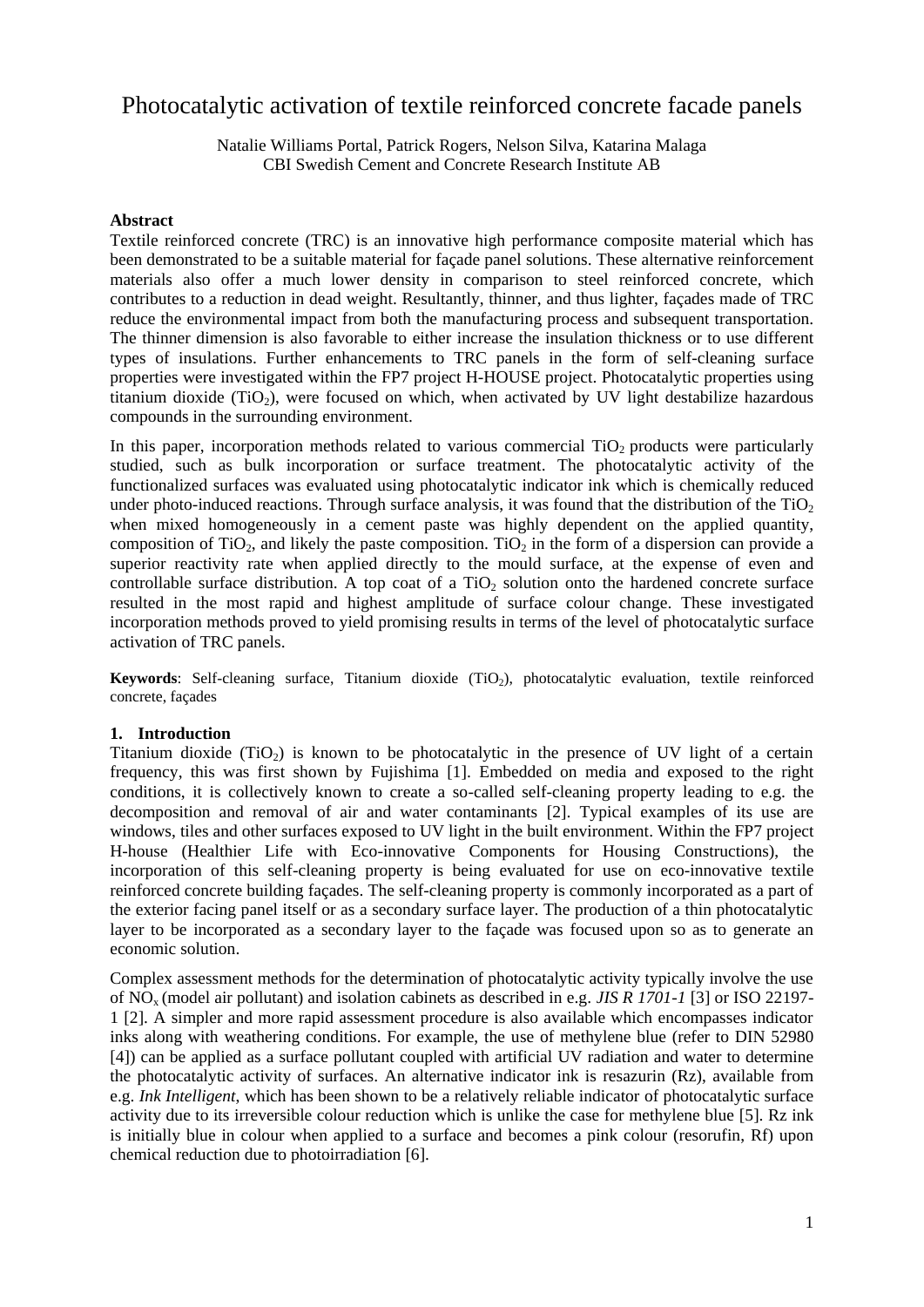# Photocatalytic activation of textile reinforced concrete facade panels

Natalie Williams Portal, Patrick Rogers, Nelson Silva, Katarina Malaga
CBI Swedish Cement and Concrete Research Institute AB

**Abstract**

Textile reinforced concrete (TRC) is an innovative high performance composite material which has been demonstrated to be a suitable material for façade panel solutions. These alternative reinforcement materials also offer a much lower density in comparison to steel reinforced concrete, which contributes to a reduction in dead weight. Resultantly, thinner, and thus lighter, façades made of TRC reduce the environmental impact from both the manufacturing process and subsequent transportation. The thinner dimension is also favorable to either increase the insulation thickness or to use different types of insulations. Further enhancements to TRC panels in the form of self-cleaning surface properties were investigated within the FP7 project H-HOUSE project. Photocatalytic properties using titanium dioxide ($TiO_2$), were focused on which, when activated by UV light destabilize hazardous compounds in the surrounding environment.

In this paper, incorporation methods related to various commercial $TiO_2$ products were particularly studied, such as bulk incorporation or surface treatment. The photocatalytic activity of the functionalized surfaces was evaluated using photocatalytic indicator ink which is chemically reduced under photo-induced reactions. Through surface analysis, it was found that the distribution of the $TiO_2$ when mixed homogeneously in a cement paste was highly dependent on the applied quantity, composition of $TiO_2$, and likely the paste composition. $TiO_2$ in the form of a dispersion can provide a superior reactivity rate when applied directly to the mould surface, at the expense of even and controllable surface distribution. A top coat of a $TiO_2$ solution onto the hardened concrete surface resulted in the most rapid and highest amplitude of surface colour change. These investigated incorporation methods proved to yield promising results in terms of the level of photocatalytic surface activation of TRC panels.

**Keywords**: Self-cleaning surface, Titanium dioxide ($TiO_2$), photocatalytic evaluation, textile reinforced concrete, façades

## 1. Introduction

Titanium dioxide ($TiO_2$) is known to be photocatalytic in the presence of UV light of a certain frequency, this was first shown by Fujishima [1]. Embedded on media and exposed to the right conditions, it is collectively known to create a so-called self-cleaning property leading to e.g. the decomposition and removal of air and water contaminants [2]. Typical examples of its use are windows, tiles and other surfaces exposed to UV light in the built environment. Within the FP7 project H-house (Healthier Life with Eco-innovative Components for Housing Constructions), the incorporation of this self-cleaning property is being evaluated for use on eco-innovative textile reinforced concrete building façades. The self-cleaning property is commonly incorporated as a part of the exterior facing panel itself or as a secondary surface layer. The production of a thin photocatalytic layer to be incorporated as a secondary layer to the façade was focused upon so as to generate an economic solution.

Complex assessment methods for the determination of photocatalytic activity typically involve the use of $NO_x$ (model air pollutant) and isolation cabinets as described in e.g. *JIS R 1701-1* [3] or ISO 22197-1 [2]. A simpler and more rapid assessment procedure is also available which encompasses indicator inks along with weathering conditions. For example, the use of methylene blue (refer to DIN 52980 [4]) can be applied as a surface pollutant coupled with artificial UV radiation and water to determine the photocatalytic activity of surfaces. An alternative indicator ink is resazurin (Rz), available from e.g. *Ink Intelligent*, which has been shown to be a relatively reliable indicator of photocatalytic surface activity due to its irreversible colour reduction which is unlike the case for methylene blue [5]. Rz ink is initially blue in colour when applied to a surface and becomes a pink colour (resorufin, Rf) upon chemical reduction due to photoirradiation [6].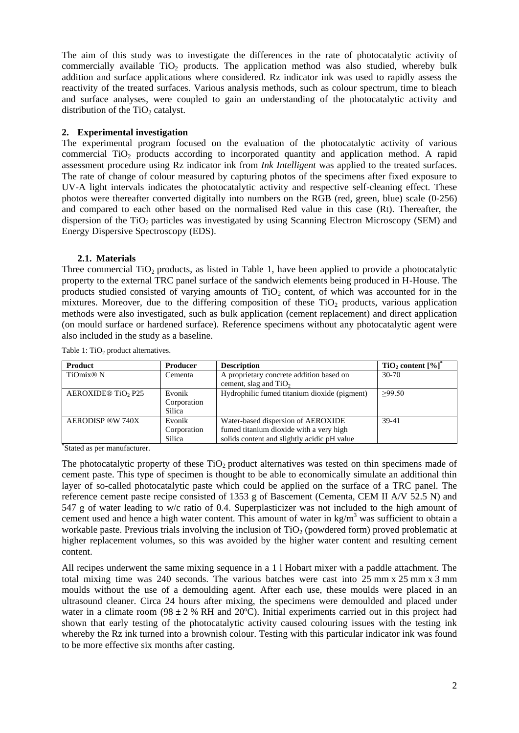The aim of this study was to investigate the differences in the rate of photocatalytic activity of commercially available $TiO_2$ products. The application method was also studied, whereby bulk addition and surface applications where considered. Rz indicator ink was used to rapidly assess the reactivity of the treated surfaces. Various analysis methods, such as colour spectrum, time to bleach and surface analyses, were coupled to gain an understanding of the photocatalytic activity and distribution of the $TiO_2$ catalyst.

## 2. Experimental investigation

The experimental program focused on the evaluation of the photocatalytic activity of various commercial $TiO_2$ products according to incorporated quantity and application method. A rapid assessment procedure using Rz indicator ink from *Ink Intelligent* was applied to the treated surfaces. The rate of change of colour measured by capturing photos of the specimens after fixed exposure to UV-A light intervals indicates the photocatalytic activity and respective self-cleaning effect. These photos were thereafter converted digitally into numbers on the RGB (red, green, blue) scale (0-256) and compared to each other based on the normalised Red value in this case (Rt). Thereafter, the dispersion of the $TiO_2$ particles was investigated by using Scanning Electron Microscopy (SEM) and Energy Dispersive Spectroscopy (EDS).

### 2.1. Materials

Three commercial $TiO_2$ products, as listed in Table 1, have been applied to provide a photocatalytic property to the external TRC panel surface of the sandwich elements being produced in H-House. The products studied consisted of varying amounts of $TiO_2$ content, of which was accounted for in the mixtures. Moreover, due to the differing composition of these $TiO_2$ products, various application methods were also investigated, such as bulk application (cement replacement) and direct application (on mould surface or hardened surface). Reference specimens without any photocatalytic agent were also included in the study as a baseline.

Table 1: $TiO_2$ product alternatives.

| Product | Producer | Description | $TiO_2$ content [%]* |
|---|---|---|---|
| TiOmix® N | Cementa | A proprietary concrete addition based on cement, slag and $TiO_2$ | 30-70 |
| AEROXIDE® $TiO_2$ P25 | Evonik Corporation Silica | Hydrophilic fumed titanium dioxide (pigment) | ≥99.50 |
| AERODISP ®W 740X | Evonik Corporation Silica | Water-based dispersion of AEROXIDE fumed titanium dioxide with a very high solids content and slightly acidic pH value | 39-41 |

*Stated as per manufacturer.

The photocatalytic property of these $TiO_2$ product alternatives was tested on thin specimens made of cement paste. This type of specimen is thought to be able to economically simulate an additional thin layer of so-called photocatalytic paste which could be applied on the surface of a TRC panel. The reference cement paste recipe consisted of 1353 g of Bascement (Cementa, CEM II A/V 52.5 N) and 547 g of water leading to w/c ratio of 0.4. Superplasticizer was not included to the high amount of cement used and hence a high water content. This amount of water in kg/m$^3$ was sufficient to obtain a workable paste. Previous trials involving the inclusion of $TiO_2$ (powdered form) proved problematic at higher replacement volumes, so this was avoided by the higher water content and resulting cement content.

All recipes underwent the same mixing sequence in a 1 l Hobart mixer with a paddle attachment. The total mixing time was 240 seconds. The various batches were cast into 25 mm x 25 mm x 3 mm moulds without the use of a demoulding agent. After each use, these moulds were placed in an ultrasound cleaner. Circa 24 hours after mixing, the specimens were demoulded and placed under water in a climate room (98 ± 2 % RH and 20ºC). Initial experiments carried out in this project had shown that early testing of the photocatalytic activity caused colouring issues with the testing ink whereby the Rz ink turned into a brownish colour. Testing with this particular indicator ink was found to be more effective six months after casting.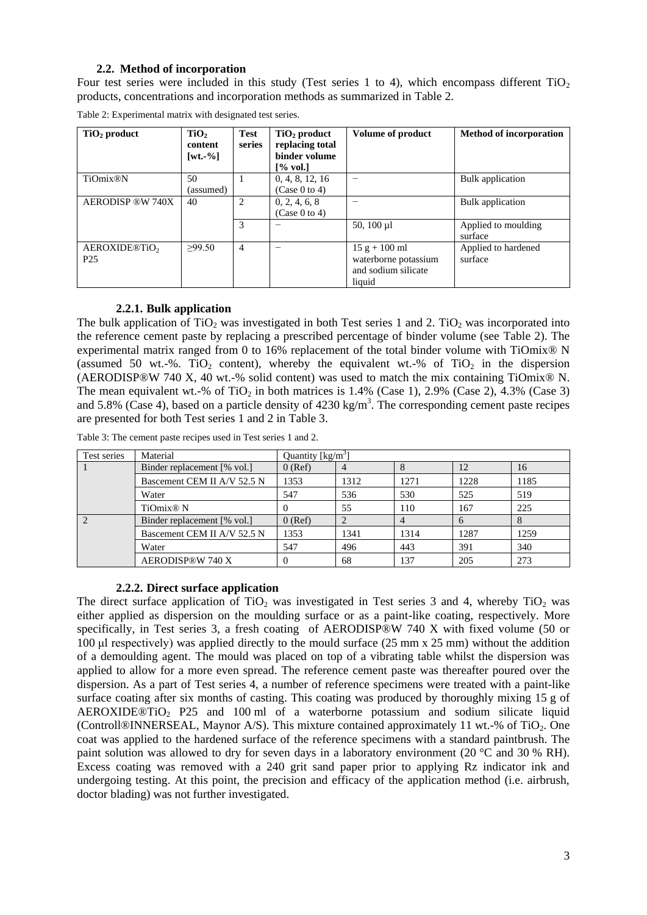### 2.2. Method of incorporation

Four test series were included in this study (Test series 1 to 4), which encompass different $TiO_2$ products, concentrations and incorporation methods as summarized in Table 2.

Table 2: Experimental matrix with designated test series.

| $TiO_2$ product | $TiO_2$ content [wt.-%] | Test series | $TiO_2$ product replacing total binder volume [% vol.] | Volume of product | Method of incorporation |
|---|---|---|---|---|---|
| TiOmix®N | 50 (assumed) | 1 | 0, 4, 8, 12, 16 (Case 0 to 4) | – | Bulk application |
| AERODISP ®W 740X | 40 | 2 | 0, 2, 4, 6, 8 (Case 0 to 4) | – | Bulk application |
| | | 3 | – | 50, 100 µl | Applied to moulding surface |
| AEROXIDE®$TiO_2$ P25 | ≥99.50 | 4 | – | 15 g + 100 ml waterborne potassium and sodium silicate liquid | Applied to hardened surface |

#### 2.2.1. Bulk application

The bulk application of $TiO_2$ was investigated in both Test series 1 and 2. $TiO_2$ was incorporated into the reference cement paste by replacing a prescribed percentage of binder volume (see Table 2). The experimental matrix ranged from 0 to 16% replacement of the total binder volume with TiOmix® N (assumed 50 wt.-%. $TiO_2$ content), whereby the equivalent wt.-% of $TiO_2$ in the dispersion (AERODISP®W 740 X, 40 wt.-% solid content) was used to match the mix containing TiOmix® N. The mean equivalent wt.-% of $TiO_2$ in both matrices is 1.4% (Case 1), 2.9% (Case 2), 4.3% (Case 3) and 5.8% (Case 4), based on a particle density of 4230 kg/m$^3$. The corresponding cement paste recipes are presented for both Test series 1 and 2 in Table 3.

Table 3: The cement paste recipes used in Test series 1 and 2.

| Test series | Material | Quantity [kg/m$^3$] | | | | |
|---|---|---|---|---|---|---|
| 1 | Binder replacement [% vol.] | 0 (Ref) | 4 | 8 | 12 | 16 |
| | Bascement CEM II A/V 52.5 N | 1353 | 1312 | 1271 | 1228 | 1185 |
| | Water | 547 | 536 | 530 | 525 | 519 |
| | TiOmix® N | 0 | 55 | 110 | 167 | 225 |
| 2 | Binder replacement [% vol.] | 0 (Ref) | 2 | 4 | 6 | 8 |
| | Bascement CEM II A/V 52.5 N | 1353 | 1341 | 1314 | 1287 | 1259 |
| | Water | 547 | 496 | 443 | 391 | 340 |
| | AERODISP®W 740 X | 0 | 68 | 137 | 205 | 273 |

#### 2.2.2. Direct surface application

The direct surface application of $TiO_2$ was investigated in Test series 3 and 4, whereby $TiO_2$ was either applied as dispersion on the moulding surface or as a paint-like coating, respectively. More specifically, in Test series 3, a fresh coating of AERODISP®W 740 X with fixed volume (50 or 100 µl respectively) was applied directly to the mould surface (25 mm x 25 mm) without the addition of a demoulding agent. The mould was placed on top of a vibrating table whilst the dispersion was applied to allow for a more even spread. The reference cement paste was thereafter poured over the dispersion. As a part of Test series 4, a number of reference specimens were treated with a paint-like surface coating after six months of casting. This coating was produced by thoroughly mixing 15 g of AEROXIDE®$TiO_2$ P25 and 100 ml of a waterborne potassium and sodium silicate liquid (Controll®INNERSEAL, Maynor A/S). This mixture contained approximately 11 wt.-% of $TiO_2$. One coat was applied to the hardened surface of the reference specimens with a standard paintbrush. The paint solution was allowed to dry for seven days in a laboratory environment (20 °C and 30 % RH). Excess coating was removed with a 240 grit sand paper prior to applying Rz indicator ink and undergoing testing. At this point, the precision and efficacy of the application method (i.e. airbrush, doctor blading) was not further investigated.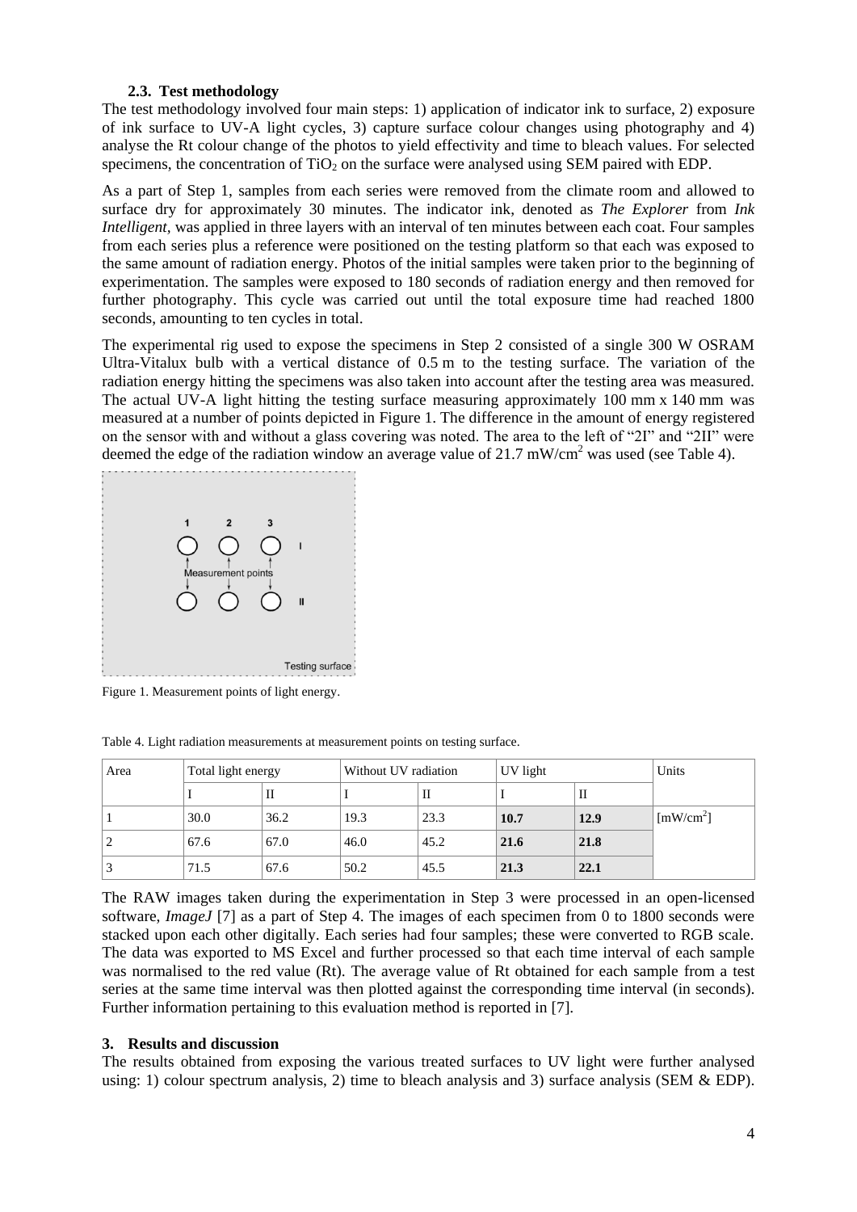### 2.3. Test methodology

The test methodology involved four main steps: 1) application of indicator ink to surface, 2) exposure of ink surface to UV-A light cycles, 3) capture surface colour changes using photography and 4) analyse the Rt colour change of the photos to yield effectivity and time to bleach values. For selected specimens, the concentration of $TiO_2$ on the surface were analysed using SEM paired with EDP.

As a part of Step 1, samples from each series were removed from the climate room and allowed to surface dry for approximately 30 minutes. The indicator ink, denoted as *The Explorer* from *Ink Intelligent*, was applied in three layers with an interval of ten minutes between each coat. Four samples from each series plus a reference were positioned on the testing platform so that each was exposed to the same amount of radiation energy. Photos of the initial samples were taken prior to the beginning of experimentation. The samples were exposed to 180 seconds of radiation energy and then removed for further photography. This cycle was carried out until the total exposure time had reached 1800 seconds, amounting to ten cycles in total.

The experimental rig used to expose the specimens in Step 2 consisted of a single 300 W OSRAM Ultra-Vitalux bulb with a vertical distance of 0.5 m to the testing surface. The variation of the radiation energy hitting the specimens was also taken into account after the testing area was measured. The actual UV-A light hitting the testing surface measuring approximately 100 mm x 140 mm was measured at a number of points depicted in Figure 1. The difference in the amount of energy registered on the sensor with and without a glass covering was noted. The area to the left of "2I" and "2II" were deemed the edge of the radiation window an average value of 21.7 mW/cm$^2$ was used (see Table 4).

Figure 1. Measurement points of light energy.

Table 4. Light radiation measurements at measurement points on testing surface.

| Area | Total light energy | | Without UV radiation | | UV light | | Units |
|---|---|---|---|---|---|---|---|
| | I | II | I | II | I | II | |
| 1 | 30.0 | 36.2 | 19.3 | 23.3 | **10.7** | **12.9** | [mW/cm$^2$] |
| 2 | 67.6 | 67.0 | 46.0 | 45.2 | **21.6** | **21.8** | |
| 3 | 71.5 | 67.6 | 50.2 | 45.5 | **21.3** | **22.1** | |

The RAW images taken during the experimentation in Step 3 were processed in an open-licensed software, *ImageJ* [7] as a part of Step 4. The images of each specimen from 0 to 1800 seconds were stacked upon each other digitally. Each series had four samples; these were converted to RGB scale. The data was exported to MS Excel and further processed so that each time interval of each sample was normalised to the red value (Rt). The average value of Rt obtained for each sample from a test series at the same time interval was then plotted against the corresponding time interval (in seconds). Further information pertaining to this evaluation method is reported in [7].

## 3. Results and discussion

The results obtained from exposing the various treated surfaces to UV light were further analysed using: 1) colour spectrum analysis, 2) time to bleach analysis and 3) surface analysis (SEM & EDP).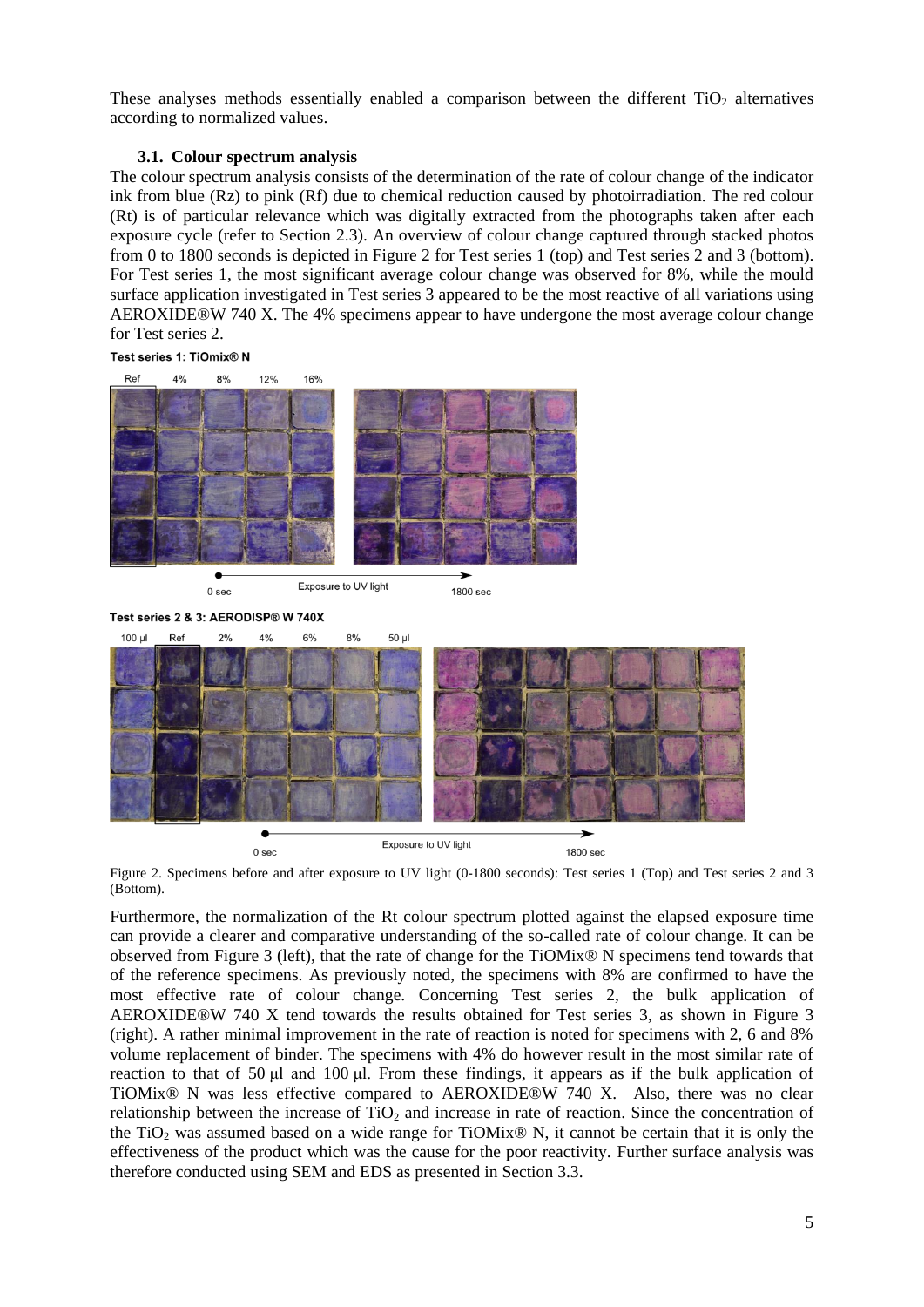These analyses methods essentially enabled a comparison between the different $TiO_2$ alternatives according to normalized values.

### 3.1. Colour spectrum analysis

The colour spectrum analysis consists of the determination of the rate of colour change of the indicator ink from blue (Rz) to pink (Rf) due to chemical reduction caused by photoirradiation. The red colour (Rt) is of particular relevance which was digitally extracted from the photographs taken after each exposure cycle (refer to Section 2.3). An overview of colour change captured through stacked photos from 0 to 1800 seconds is depicted in Figure 2 for Test series 1 (top) and Test series 2 and 3 (bottom). For Test series 1, the most significant average colour change was observed for 8%, while the mould surface application investigated in Test series 3 appeared to be the most reactive of all variations using AEROXIDE®W 740 X. The 4% specimens appear to have undergone the most average colour change for Test series 2.

Figure 2. Specimens before and after exposure to UV light (0-1800 seconds): Test series 1 (Top) and Test series 2 and 3 (Bottom).

Furthermore, the normalization of the Rt colour spectrum plotted against the elapsed exposure time can provide a clearer and comparative understanding of the so-called rate of colour change. It can be observed from Figure 3 (left), that the rate of change for the TiOMix® N specimens tend towards that of the reference specimens. As previously noted, the specimens with 8% are confirmed to have the most effective rate of colour change. Concerning Test series 2, the bulk application of AEROXIDE®W 740 X tend towards the results obtained for Test series 3, as shown in Figure 3 (right). A rather minimal improvement in the rate of reaction is noted for specimens with 2, 6 and 8% volume replacement of binder. The specimens with 4% do however result in the most similar rate of reaction to that of 50 µl and 100 µl. From these findings, it appears as if the bulk application of TiOMix® N was less effective compared to AEROXIDE®W 740 X. Also, there was no clear relationship between the increase of $TiO_2$ and increase in rate of reaction. Since the concentration of the $TiO_2$ was assumed based on a wide range for TiOMix® N, it cannot be certain that it is only the effectiveness of the product which was the cause for the poor reactivity. Further surface analysis was therefore conducted using SEM and EDS as presented in Section 3.3.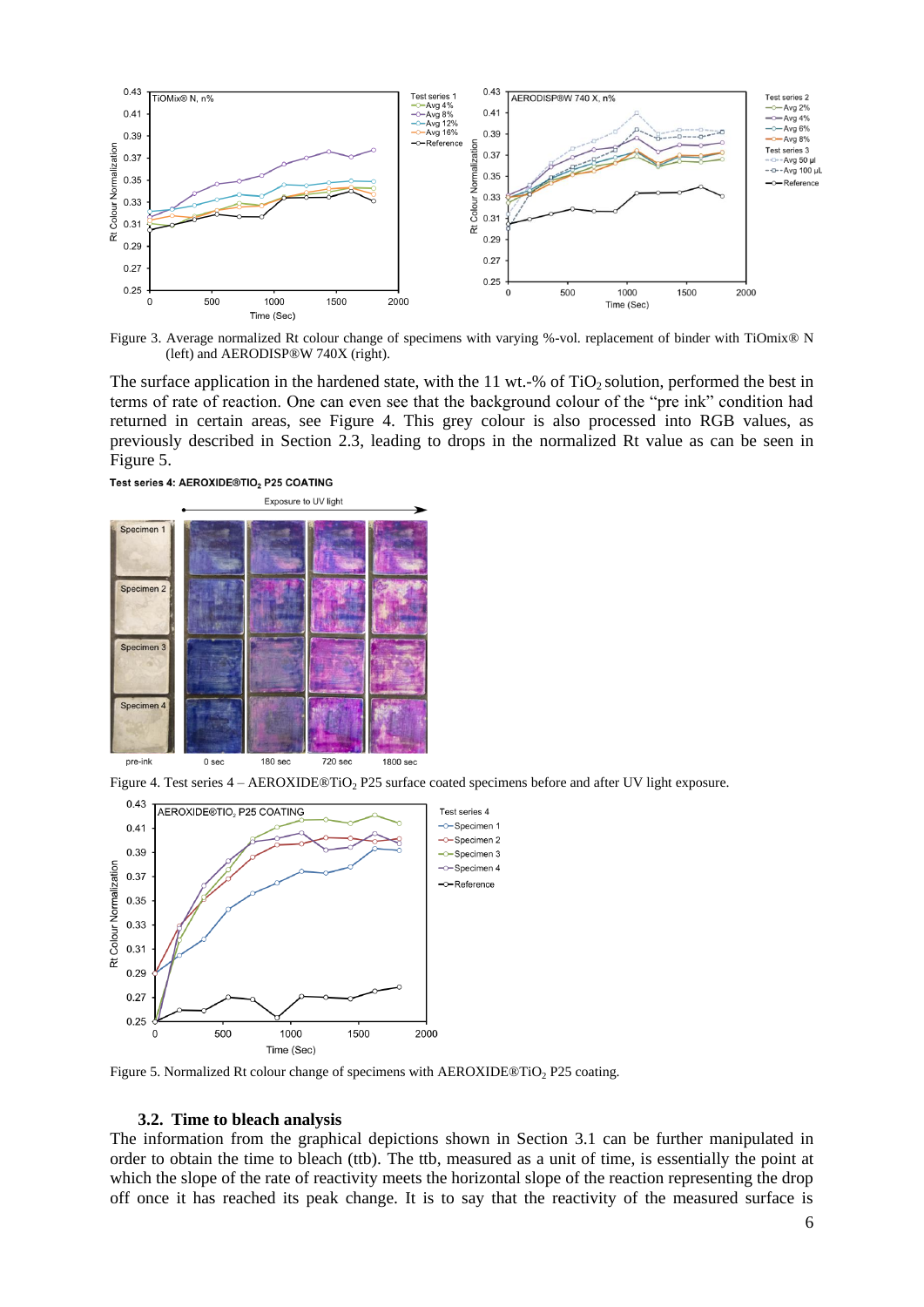Figure 3. Average normalized Rt colour change of specimens with varying %-vol. replacement of binder with TiOmix® N (left) and AERODISP®W 740X (right).

The surface application in the hardened state, with the 11 wt.-% of $TiO_2$ solution, performed the best in terms of rate of reaction. One can even see that the background colour of the "pre ink" condition had returned in certain areas, see Figure 4. This grey colour is also processed into RGB values, as previously described in Section 2.3, leading to drops in the normalized Rt value as can be seen in Figure 5.

Figure 4. Test series 4 – AEROXIDE®$TiO_2$ P25 surface coated specimens before and after UV light exposure.

Figure 5. Normalized Rt colour change of specimens with AEROXIDE®$TiO_2$ P25 coating.

### 3.2. Time to bleach analysis

The information from the graphical depictions shown in Section 3.1 can be further manipulated in order to obtain the time to bleach (ttb). The ttb, measured as a unit of time, is essentially the point at which the slope of the rate of reactivity meets the horizontal slope of the reaction representing the drop off once it has reached its peak change. It is to say that the reactivity of the measured surface is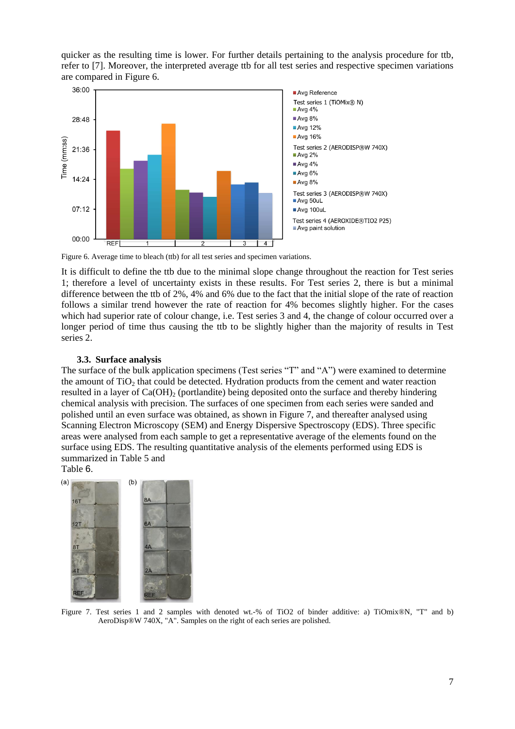quicker as the resulting time is lower. For further details pertaining to the analysis procedure for ttb, refer to [7]. Moreover, the interpreted average ttb for all test series and respective specimen variations are compared in Figure 6.

Figure 6. Average time to bleach (ttb) for all test series and specimen variations.

It is difficult to define the ttb due to the minimal slope change throughout the reaction for Test series 1; therefore a level of uncertainty exists in these results. For Test series 2, there is but a minimal difference between the ttb of 2%, 4% and 6% due to the fact that the initial slope of the rate of reaction follows a similar trend however the rate of reaction for 4% becomes slightly higher. For the cases which had superior rate of colour change, i.e. Test series 3 and 4, the change of colour occurred over a longer period of time thus causing the ttb to be slightly higher than the majority of results in Test series 2.

### 3.3. Surface analysis

The surface of the bulk application specimens (Test series "T" and "A") were examined to determine the amount of $TiO_2$ that could be detected. Hydration products from the cement and water reaction resulted in a layer of $Ca(OH)_2$ (portlandite) being deposited onto the surface and thereby hindering chemical analysis with precision. The surfaces of one specimen from each series were sanded and polished until an even surface was obtained, as shown in Figure 7, and thereafter analysed using Scanning Electron Microscopy (SEM) and Energy Dispersive Spectroscopy (EDS). Three specific areas were analysed from each sample to get a representative average of the elements found on the surface using EDS. The resulting quantitative analysis of the elements performed using EDS is summarized in Table 5 and Table 6.

Figure 7. Test series 1 and 2 samples with denoted wt.-% of TiO2 of binder additive: a) TiOmix®N, "T" and b) AeroDisp®W 740X, "A". Samples on the right of each series are polished.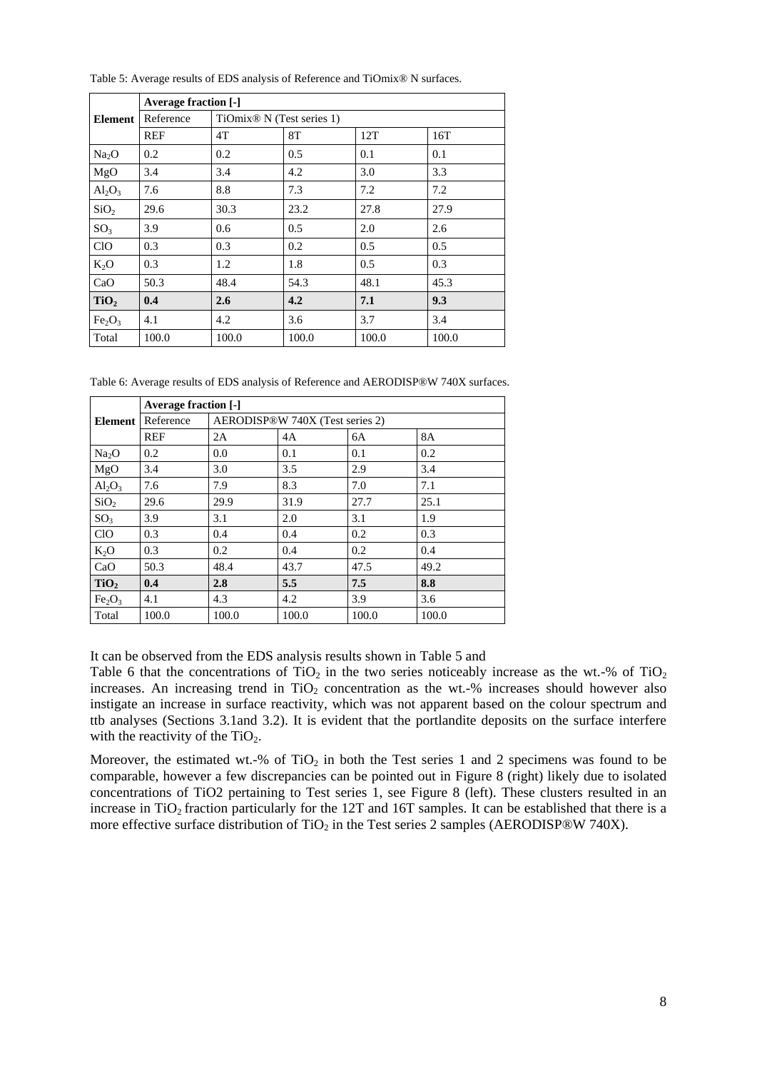Table 5: Average results of EDS analysis of Reference and TiOmix® N surfaces.

| Element | Average fraction [-] | | | | |
|---|---|---|---|---|---|
| | Reference | TiOmix® N (Test series 1) | | | |
| | REF | 4T | 8T | 12T | 16T |
| $Na_2O$ | 0.2 | 0.2 | 0.5 | 0.1 | 0.1 |
| MgO | 3.4 | 3.4 | 4.2 | 3.0 | 3.3 |
| $Al_2O_3$ | 7.6 | 8.8 | 7.3 | 7.2 | 7.2 |
| $SiO_2$ | 29.6 | 30.3 | 23.2 | 27.8 | 27.9 |
| $SO_3$ | 3.9 | 0.6 | 0.5 | 2.0 | 2.6 |
| ClO | 0.3 | 0.3 | 0.2 | 0.5 | 0.5 |
| $K_2O$ | 0.3 | 1.2 | 1.8 | 0.5 | 0.3 |
| CaO | 50.3 | 48.4 | 54.3 | 48.1 | 45.3 |
| **$TiO_2$** | **0.4** | **2.6** | **4.2** | **7.1** | **9.3** |
| $Fe_2O_3$ | 4.1 | 4.2 | 3.6 | 3.7 | 3.4 |
| Total | 100.0 | 100.0 | 100.0 | 100.0 | 100.0 |

Table 6: Average results of EDS analysis of Reference and AERODISP®W 740X surfaces.

| Element | Average fraction [-] | | | | |
|---|---|---|---|---|---|
| | Reference | AERODISP®W 740X (Test series 2) | | | |
| | REF | 2A | 4A | 6A | 8A |
| $Na_2O$ | 0.2 | 0.0 | 0.1 | 0.1 | 0.2 |
| MgO | 3.4 | 3.0 | 3.5 | 2.9 | 3.4 |
| $Al_2O_3$ | 7.6 | 7.9 | 8.3 | 7.0 | 7.1 |
| $SiO_2$ | 29.6 | 29.9 | 31.9 | 27.7 | 25.1 |
| $SO_3$ | 3.9 | 3.1 | 2.0 | 3.1 | 1.9 |
| ClO | 0.3 | 0.4 | 0.4 | 0.2 | 0.3 |
| $K_2O$ | 0.3 | 0.2 | 0.4 | 0.2 | 0.4 |
| CaO | 50.3 | 48.4 | 43.7 | 47.5 | 49.2 |
| **$TiO_2$** | **0.4** | **2.8** | **5.5** | **7.5** | **8.8** |
| $Fe_2O_3$ | 4.1 | 4.3 | 4.2 | 3.9 | 3.6 |
| Total | 100.0 | 100.0 | 100.0 | 100.0 | 100.0 |

It can be observed from the EDS analysis results shown in Table 5 and Table 6 that the concentrations of $TiO_2$ in the two series noticeably increase as the wt.-% of $TiO_2$ increases. An increasing trend in $TiO_2$ concentration as the wt.-% increases should however also instigate an increase in surface reactivity, which was not apparent based on the colour spectrum and ttb analyses (Sections 3.1and 3.2). It is evident that the portlandite deposits on the surface interfere with the reactivity of the $TiO_2$.

Moreover, the estimated wt.-% of $TiO_2$ in both the Test series 1 and 2 specimens was found to be comparable, however a few discrepancies can be pointed out in Figure 8 (right) likely due to isolated concentrations of TiO2 pertaining to Test series 1, see Figure 8 (left). These clusters resulted in an increase in $TiO_2$ fraction particularly for the 12T and 16T samples. It can be established that there is a more effective surface distribution of $TiO_2$ in the Test series 2 samples (AERODISP®W 740X).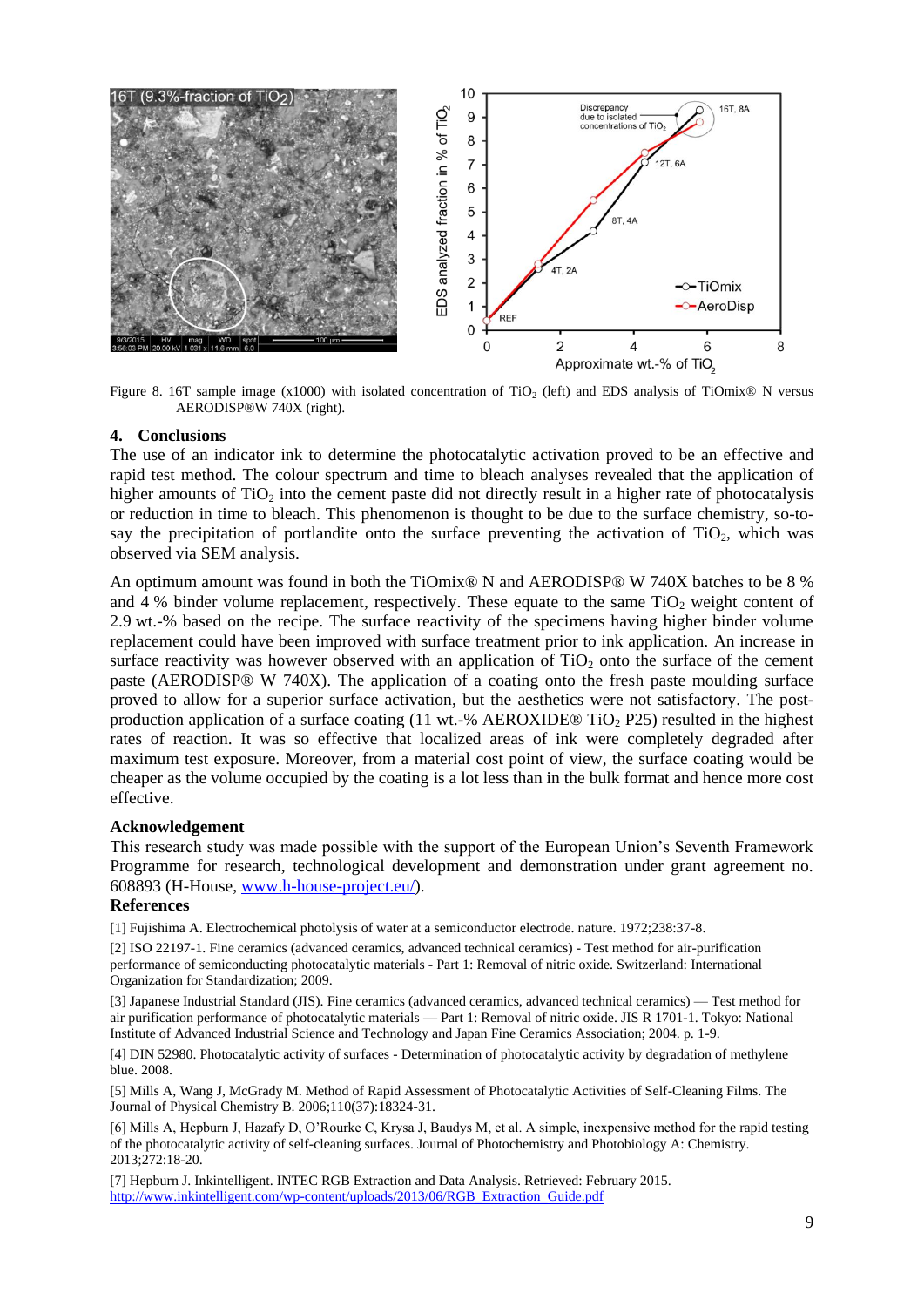16T (9.3%-fraction of TiO2)

9/3/2015 3:56:03 PM HV 20.00 kV mag 1 031 x WD 11.6 mm spot 6.0 100 µm

EDS analyzed fraction in % of $TiO_2$

Approximate wt.-% of $TiO_2$

Discrepancy due to isolated concentrations of $TiO_2$

16T, 8A

12T, 6A

8T, 4A

4T, 2A

REF

TiOmix

AeroDisp

Figure 8. 16T sample image (x1000) with isolated concentration of $TiO_2$ (left) and EDS analysis of TiOmix® N versus AERODISP®W 740X (right).

## 4. Conclusions

The use of an indicator ink to determine the photocatalytic activation proved to be an effective and rapid test method. The colour spectrum and time to bleach analyses revealed that the application of higher amounts of $TiO_2$ into the cement paste did not directly result in a higher rate of photocatalysis or reduction in time to bleach. This phenomenon is thought to be due to the surface chemistry, so-to-say the precipitation of portlandite onto the surface preventing the activation of $TiO_2$, which was observed via SEM analysis.

An optimum amount was found in both the TiOmix® N and AERODISP® W 740X batches to be 8 % and 4 % binder volume replacement, respectively. These equate to the same $TiO_2$ weight content of 2.9 wt.-% based on the recipe. The surface reactivity of the specimens having higher binder volume replacement could have been improved with surface treatment prior to ink application. An increase in surface reactivity was however observed with an application of $TiO_2$ onto the surface of the cement paste (AERODISP® W 740X). The application of a coating onto the fresh paste moulding surface proved to allow for a superior surface activation, but the aesthetics were not satisfactory. The post-production application of a surface coating (11 wt.-% AEROXIDE® $TiO_2$ P25) resulted in the highest rates of reaction. It was so effective that localized areas of ink were completely degraded after maximum test exposure. Moreover, from a material cost point of view, the surface coating would be cheaper as the volume occupied by the coating is a lot less than in the bulk format and hence more cost effective.

## Acknowledgement

This research study was made possible with the support of the European Union's Seventh Framework Programme for research, technological development and demonstration under grant agreement no. 608893 (H-House, www.h-house-project.eu/).

## References

[1] Fujishima A. Electrochemical photolysis of water at a semiconductor electrode. nature. 1972;238:37-8.

[2] ISO 22197-1. Fine ceramics (advanced ceramics, advanced technical ceramics) - Test method for air-purification performance of semiconducting photocatalytic materials - Part 1: Removal of nitric oxide. Switzerland: International Organization for Standardization; 2009.

[3] Japanese Industrial Standard (JIS). Fine ceramics (advanced ceramics, advanced technical ceramics) — Test method for air purification performance of photocatalytic materials — Part 1: Removal of nitric oxide. JIS R 1701-1. Tokyo: National Institute of Advanced Industrial Science and Technology and Japan Fine Ceramics Association; 2004. p. 1-9.

[4] DIN 52980. Photocatalytic activity of surfaces - Determination of photocatalytic activity by degradation of methylene blue. 2008.

[5] Mills A, Wang J, McGrady M. Method of Rapid Assessment of Photocatalytic Activities of Self-Cleaning Films. The Journal of Physical Chemistry B. 2006;110(37):18324-31.

[6] Mills A, Hepburn J, Hazafy D, O'Rourke C, Krysa J, Baudys M, et al. A simple, inexpensive method for the rapid testing of the photocatalytic activity of self-cleaning surfaces. Journal of Photochemistry and Photobiology A: Chemistry. 2013;272:18-20.

[7] Hepburn J. Inkintelligent. INTEC RGB Extraction and Data Analysis. Retrieved: February 2015. http://www.inkintelligent.com/wp-content/uploads/2013/06/RGB_Extraction_Guide.pdf